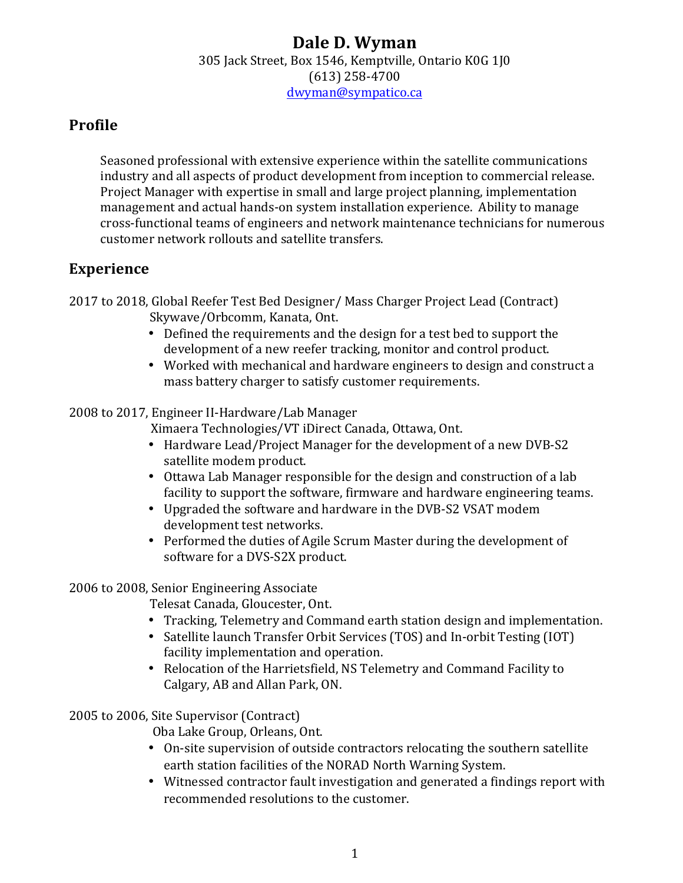# Dale D. Wyman

305 Jack Street, Box 1546, Kemptville, Ontario K0G 1J0
(613) 258-4700
dwyman@sympatico.ca

## Profile

Seasoned professional with extensive experience within the satellite communications industry and all aspects of product development from inception to commercial release. Project Manager with expertise in small and large project planning, implementation management and actual hands-on system installation experience. Ability to manage cross-functional teams of engineers and network maintenance technicians for numerous customer network rollouts and satellite transfers.

## Experience

2017 to 2018, Global Reefer Test Bed Designer/ Mass Charger Project Lead (Contract)
Skywave/Orbcomm, Kanata, Ont.

- Defined the requirements and the design for a test bed to support the development of a new reefer tracking, monitor and control product.
- Worked with mechanical and hardware engineers to design and construct a mass battery charger to satisfy customer requirements.

2008 to 2017, Engineer II-Hardware/Lab Manager
Ximaera Technologies/VT iDirect Canada, Ottawa, Ont.

- Hardware Lead/Project Manager for the development of a new DVB-S2 satellite modem product.
- Ottawa Lab Manager responsible for the design and construction of a lab facility to support the software, firmware and hardware engineering teams.
- Upgraded the software and hardware in the DVB-S2 VSAT modem development test networks.
- Performed the duties of Agile Scrum Master during the development of software for a DVS-S2X product.

2006 to 2008, Senior Engineering Associate
Telesat Canada, Gloucester, Ont.

- Tracking, Telemetry and Command earth station design and implementation.
- Satellite launch Transfer Orbit Services (TOS) and In-orbit Testing (IOT) facility implementation and operation.
- Relocation of the Harrietsfield, NS Telemetry and Command Facility to Calgary, AB and Allan Park, ON.

2005 to 2006, Site Supervisor (Contract)
Oba Lake Group, Orleans, Ont.

- On-site supervision of outside contractors relocating the southern satellite earth station facilities of the NORAD North Warning System.
- Witnessed contractor fault investigation and generated a findings report with recommended resolutions to the customer.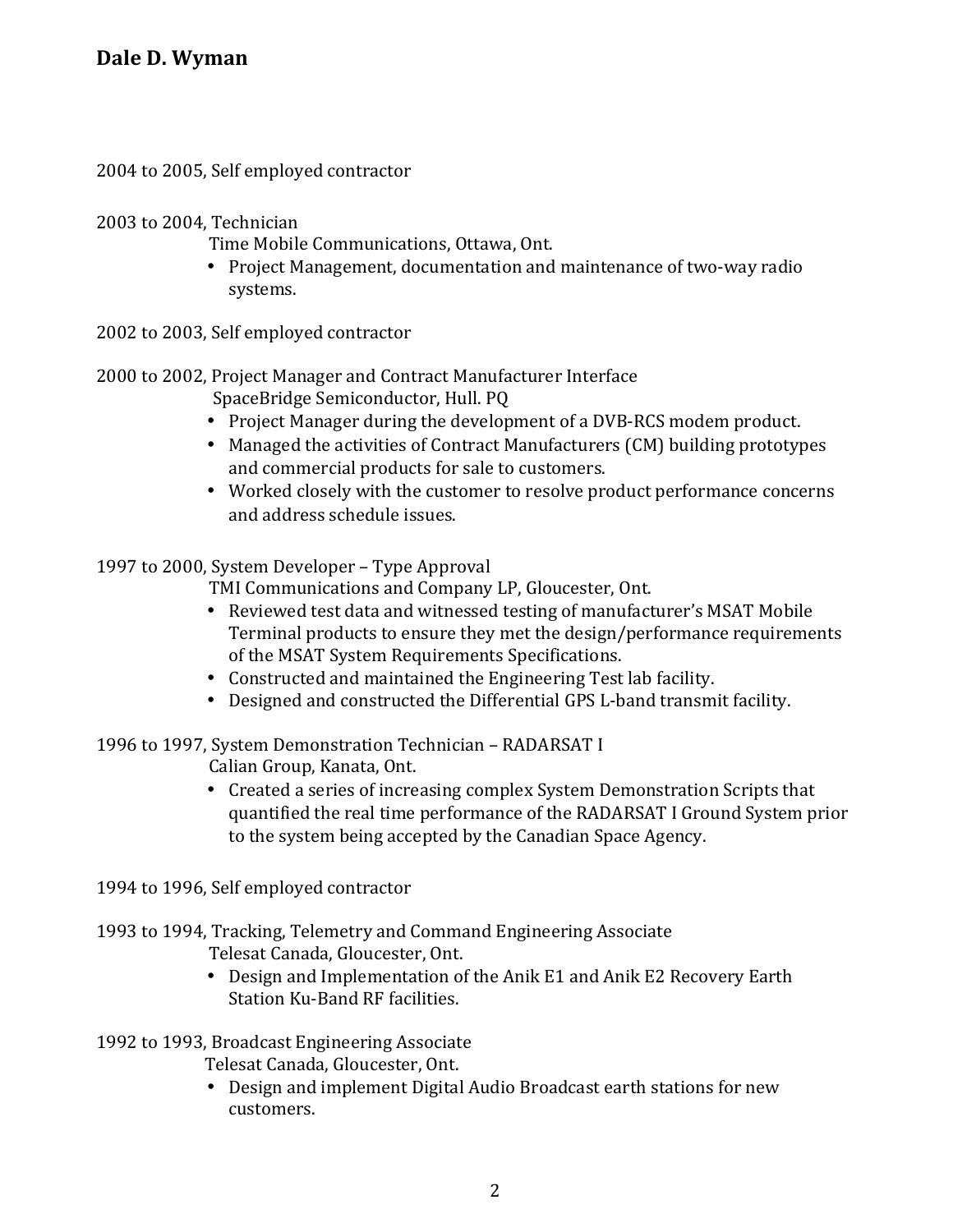**Dale D. Wyman**

2004 to 2005, Self employed contractor

2003 to 2004, Technician
Time Mobile Communications, Ottawa, Ont.

- Project Management, documentation and maintenance of two-way radio systems.

2002 to 2003, Self employed contractor

2000 to 2002, Project Manager and Contract Manufacturer Interface
SpaceBridge Semiconductor, Hull. PQ

- Project Manager during the development of a DVB-RCS modem product.
- Managed the activities of Contract Manufacturers (CM) building prototypes and commercial products for sale to customers.
- Worked closely with the customer to resolve product performance concerns and address schedule issues.

1997 to 2000, System Developer – Type Approval
TMI Communications and Company LP, Gloucester, Ont.

- Reviewed test data and witnessed testing of manufacturer's MSAT Mobile Terminal products to ensure they met the design/performance requirements of the MSAT System Requirements Specifications.
- Constructed and maintained the Engineering Test lab facility.
- Designed and constructed the Differential GPS L-band transmit facility.

1996 to 1997, System Demonstration Technician – RADARSAT I
Calian Group, Kanata, Ont.

- Created a series of increasing complex System Demonstration Scripts that quantified the real time performance of the RADARSAT I Ground System prior to the system being accepted by the Canadian Space Agency.

1994 to 1996, Self employed contractor

1993 to 1994, Tracking, Telemetry and Command Engineering Associate
Telesat Canada, Gloucester, Ont.

- Design and Implementation of the Anik E1 and Anik E2 Recovery Earth Station Ku-Band RF facilities.

1992 to 1993, Broadcast Engineering Associate
Telesat Canada, Gloucester, Ont.

- Design and implement Digital Audio Broadcast earth stations for new customers.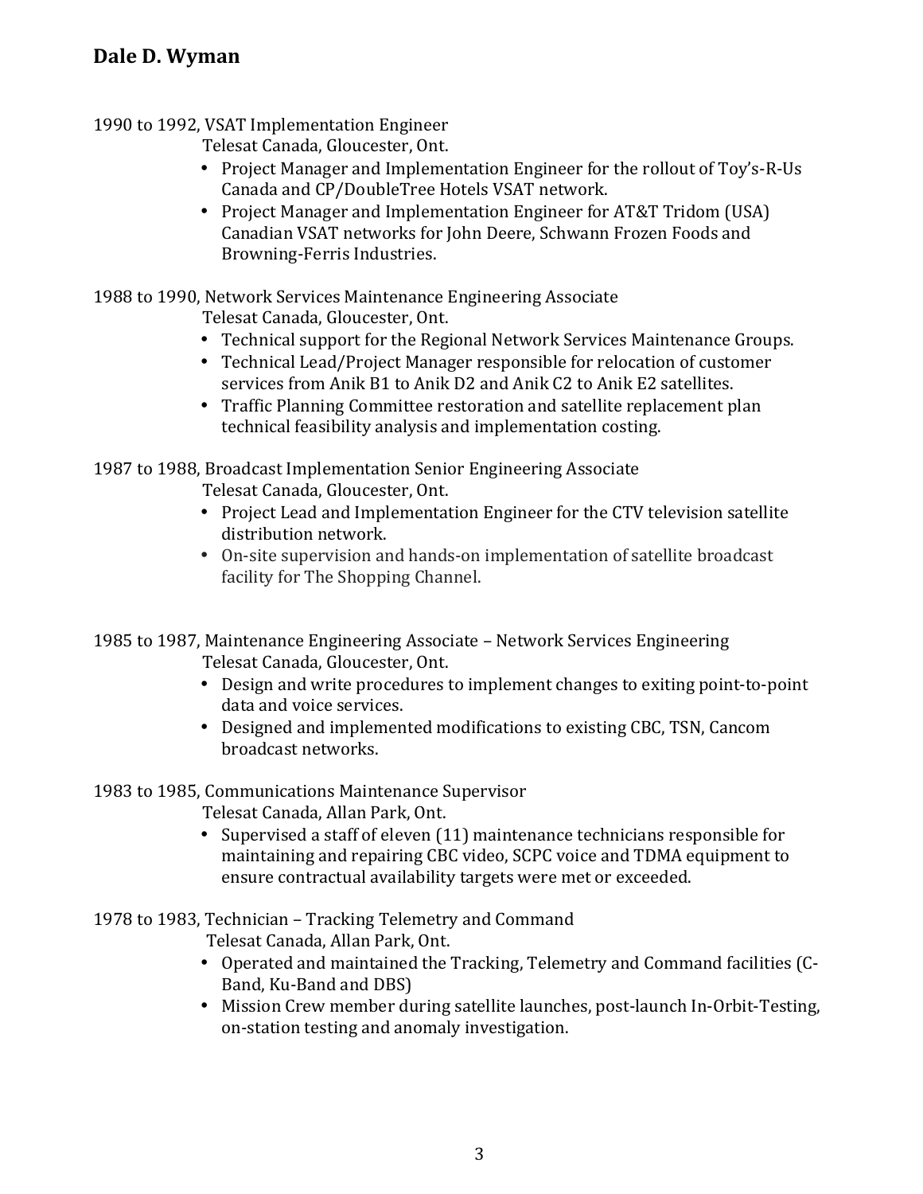1990 to 1992, VSAT Implementation Engineer
Telesat Canada, Gloucester, Ont.

- Project Manager and Implementation Engineer for the rollout of Toy's-R-Us Canada and CP/DoubleTree Hotels VSAT network.
- Project Manager and Implementation Engineer for AT&T Tridom (USA) Canadian VSAT networks for John Deere, Schwann Frozen Foods and Browning-Ferris Industries.

1988 to 1990, Network Services Maintenance Engineering Associate
Telesat Canada, Gloucester, Ont.

- Technical support for the Regional Network Services Maintenance Groups.
- Technical Lead/Project Manager responsible for relocation of customer services from Anik B1 to Anik D2 and Anik C2 to Anik E2 satellites.
- Traffic Planning Committee restoration and satellite replacement plan technical feasibility analysis and implementation costing.

1987 to 1988, Broadcast Implementation Senior Engineering Associate
Telesat Canada, Gloucester, Ont.

- Project Lead and Implementation Engineer for the CTV television satellite distribution network.
- On-site supervision and hands-on implementation of satellite broadcast facility for The Shopping Channel.

1985 to 1987, Maintenance Engineering Associate – Network Services Engineering
Telesat Canada, Gloucester, Ont.

- Design and write procedures to implement changes to exiting point-to-point data and voice services.
- Designed and implemented modifications to existing CBC, TSN, Cancom broadcast networks.

1983 to 1985, Communications Maintenance Supervisor
Telesat Canada, Allan Park, Ont.

- Supervised a staff of eleven (11) maintenance technicians responsible for maintaining and repairing CBC video, SCPC voice and TDMA equipment to ensure contractual availability targets were met or exceeded.

1978 to 1983, Technician – Tracking Telemetry and Command
Telesat Canada, Allan Park, Ont.

- Operated and maintained the Tracking, Telemetry and Command facilities (C-Band, Ku-Band and DBS)
- Mission Crew member during satellite launches, post-launch In-Orbit-Testing, on-station testing and anomaly investigation.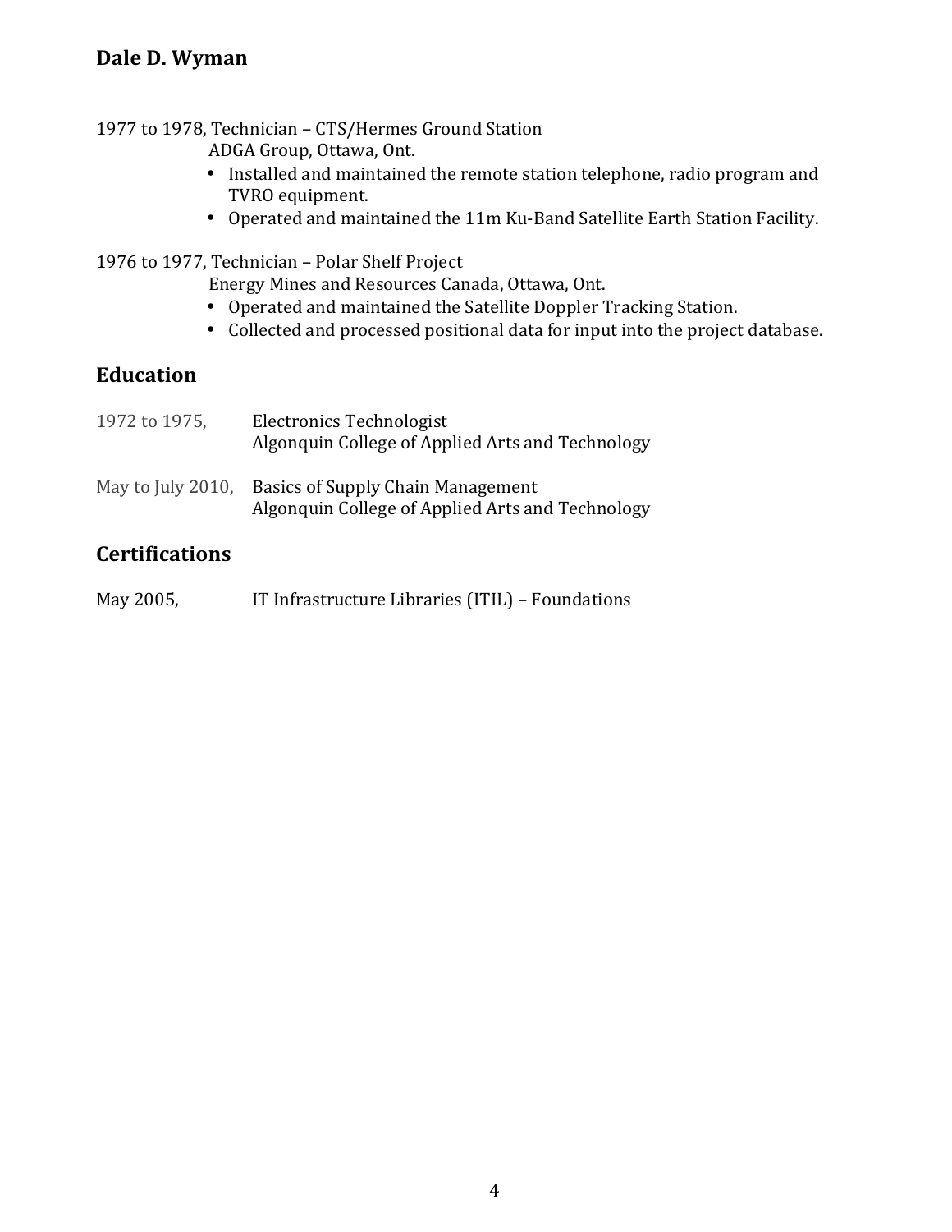1977 to 1978, Technician – CTS/Hermes Ground Station

ADGA Group, Ottawa, Ont.

- Installed and maintained the remote station telephone, radio program and TVRO equipment.
- Operated and maintained the 11m Ku-Band Satellite Earth Station Facility.

1976 to 1977, Technician – Polar Shelf Project

Energy Mines and Resources Canada, Ottawa, Ont.

- Operated and maintained the Satellite Doppler Tracking Station.
- Collected and processed positional data for input into the project database.

## Education

1972 to 1975, Electronics Technologist
Algonquin College of Applied Arts and Technology

May to July 2010, Basics of Supply Chain Management
Algonquin College of Applied Arts and Technology

## Certifications

May 2005, IT Infrastructure Libraries (ITIL) – Foundations